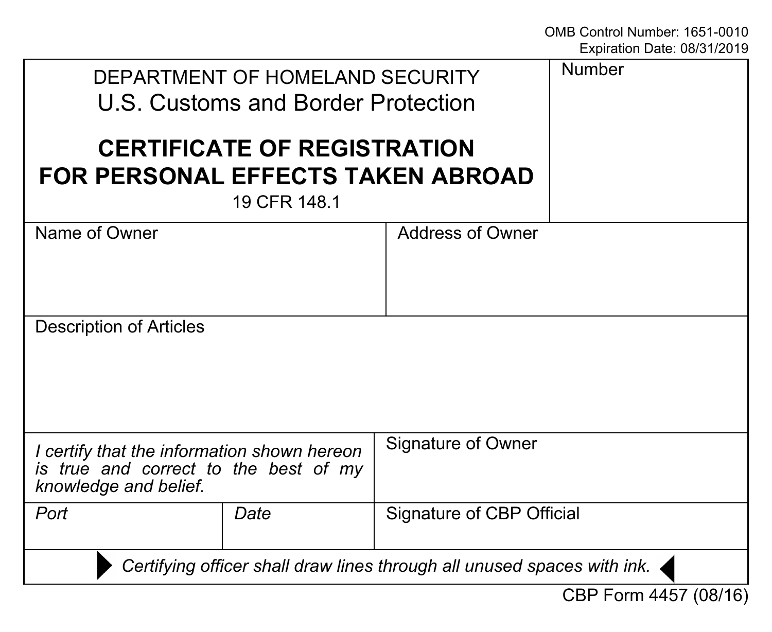OMB Control Number: 1651-0010
Expiration Date: 08/31/2019

DEPARTMENT OF HOMELAND SECURITY
U.S. Customs and Border Protection

# CERTIFICATE OF REGISTRATION FOR PERSONAL EFFECTS TAKEN ABROAD

19 CFR 148.1

| | |
|---|---|
| Number | |
| Name of Owner | Address of Owner |
| Description of Articles | |
| *I certify that the information shown hereon is true and correct to the best of my knowledge and belief.* | Signature of Owner |

| *Port* | *Date* | Signature of CBP Official |
|---|---|---|
| | | |

▶ *Certifying officer shall draw lines through all unused spaces with ink.* ◀

CBP Form 4457 (08/16)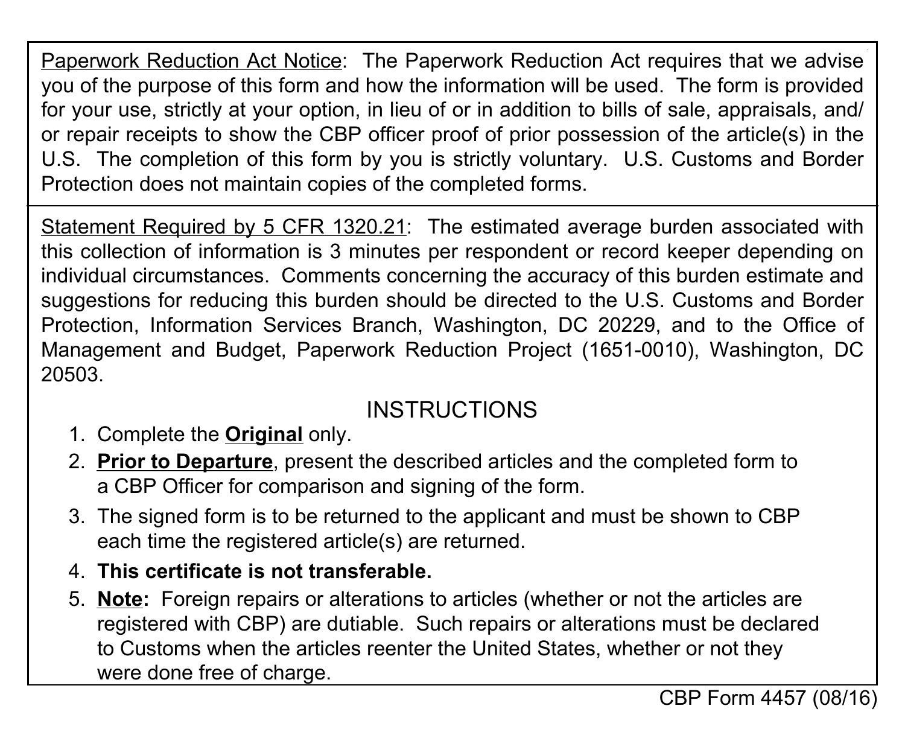Paperwork Reduction Act Notice: The Paperwork Reduction Act requires that we advise you of the purpose of this form and how the information will be used. The form is provided for your use, strictly at your option, in lieu of or in addition to bills of sale, appraisals, and/or repair receipts to show the CBP officer proof of prior possession of the article(s) in the U.S. The completion of this form by you is strictly voluntary. U.S. Customs and Border Protection does not maintain copies of the completed forms.

Statement Required by 5 CFR 1320.21: The estimated average burden associated with this collection of information is 3 minutes per respondent or record keeper depending on individual circumstances. Comments concerning the accuracy of this burden estimate and suggestions for reducing this burden should be directed to the U.S. Customs and Border Protection, Information Services Branch, Washington, DC 20229, and to the Office of Management and Budget, Paperwork Reduction Project (1651-0010), Washington, DC 20503.

## INSTRUCTIONS

1. Complete the **Original** only.
2. **Prior to Departure**, present the described articles and the completed form to a CBP Officer for comparison and signing of the form.
3. The signed form is to be returned to the applicant and must be shown to CBP each time the registered article(s) are returned.
4. **This certificate is not transferable.**
5. **Note:** Foreign repairs or alterations to articles (whether or not the articles are registered with CBP) are dutiable. Such repairs or alterations must be declared to Customs when the articles reenter the United States, whether or not they were done free of charge.

CBP Form 4457 (08/16)